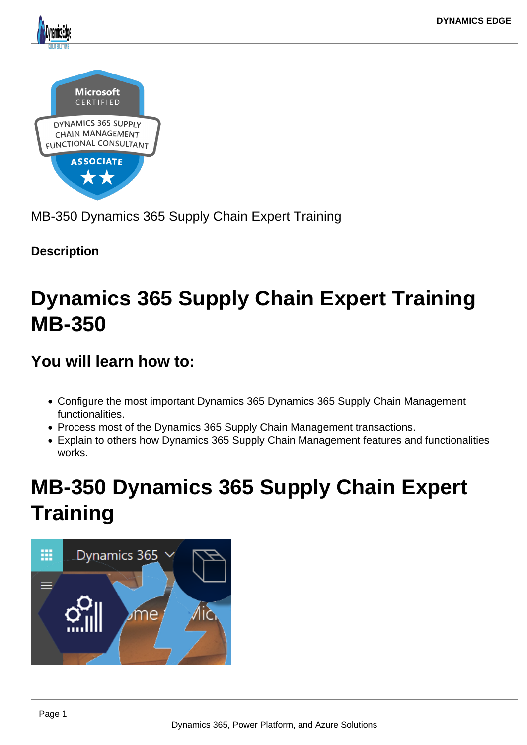MB-350 Dynamics 365 Supply Chain Expert Training

**Description**

# Dynamics 365 Supply Chain Expert Training MB-350

## You will learn how to:

- Configure the most important Dynamics 365 Dynamics 365 Supply Chain Management functionalities.
- Process most of the Dynamics 365 Supply Chain Management transactions.
- Explain to others how Dynamics 365 Supply Chain Management features and functionalities works.

# MB-350 Dynamics 365 Supply Chain Expert Training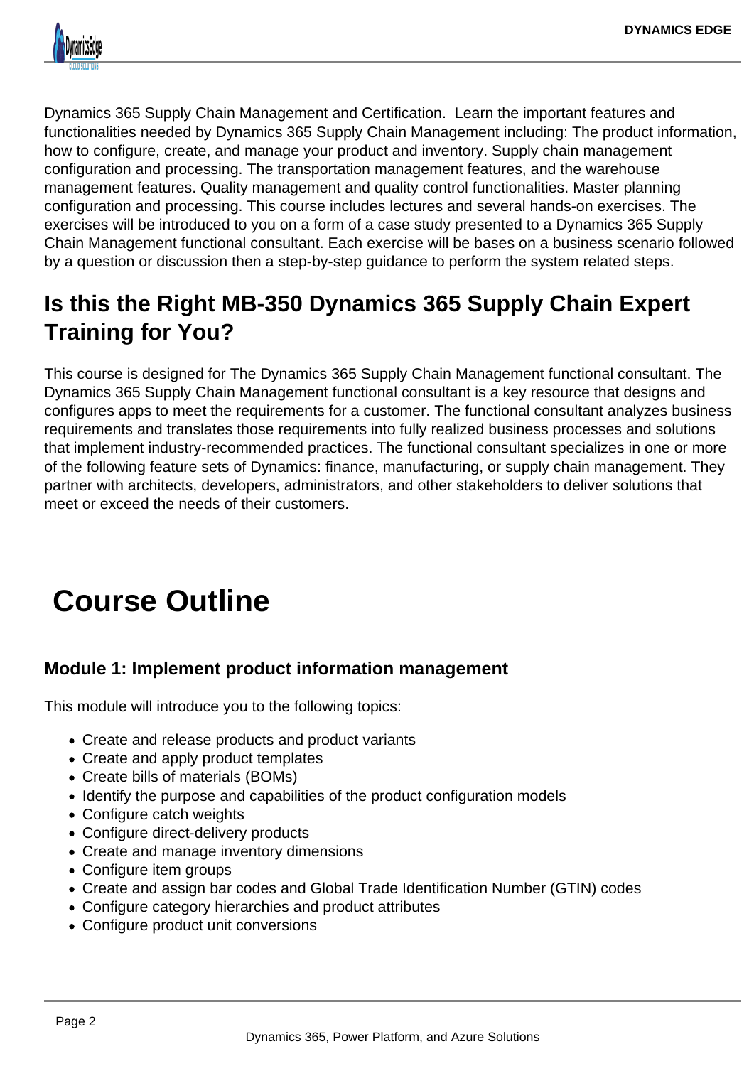Dynamics 365 Supply Chain Management and Certification.  Learn the important features and functionalities needed by Dynamics 365 Supply Chain Management including: The product information, how to configure, create, and manage your product and inventory. Supply chain management configuration and processing. The transportation management features, and the warehouse management features. Quality management and quality control functionalities. Master planning configuration and processing. This course includes lectures and several hands-on exercises. The exercises will be introduced to you on a form of a case study presented to a Dynamics 365 Supply Chain Management functional consultant. Each exercise will be bases on a business scenario followed by a question or discussion then a step-by-step guidance to perform the system related steps.

## Is this the Right MB-350 Dynamics 365 Supply Chain Expert Training for You?

This course is designed for The Dynamics 365 Supply Chain Management functional consultant. The Dynamics 365 Supply Chain Management functional consultant is a key resource that designs and configures apps to meet the requirements for a customer. The functional consultant analyzes business requirements and translates those requirements into fully realized business processes and solutions that implement industry-recommended practices. The functional consultant specializes in one or more of the following feature sets of Dynamics: finance, manufacturing, or supply chain management. They partner with architects, developers, administrators, and other stakeholders to deliver solutions that meet or exceed the needs of their customers.

# Course Outline

### Module 1: Implement product information management

This module will introduce you to the following topics:

- Create and release products and product variants
- Create and apply product templates
- Create bills of materials (BOMs)
- Identify the purpose and capabilities of the product configuration models
- Configure catch weights
- Configure direct-delivery products
- Create and manage inventory dimensions
- Configure item groups
- Create and assign bar codes and Global Trade Identification Number (GTIN) codes
- Configure category hierarchies and product attributes
- Configure product unit conversions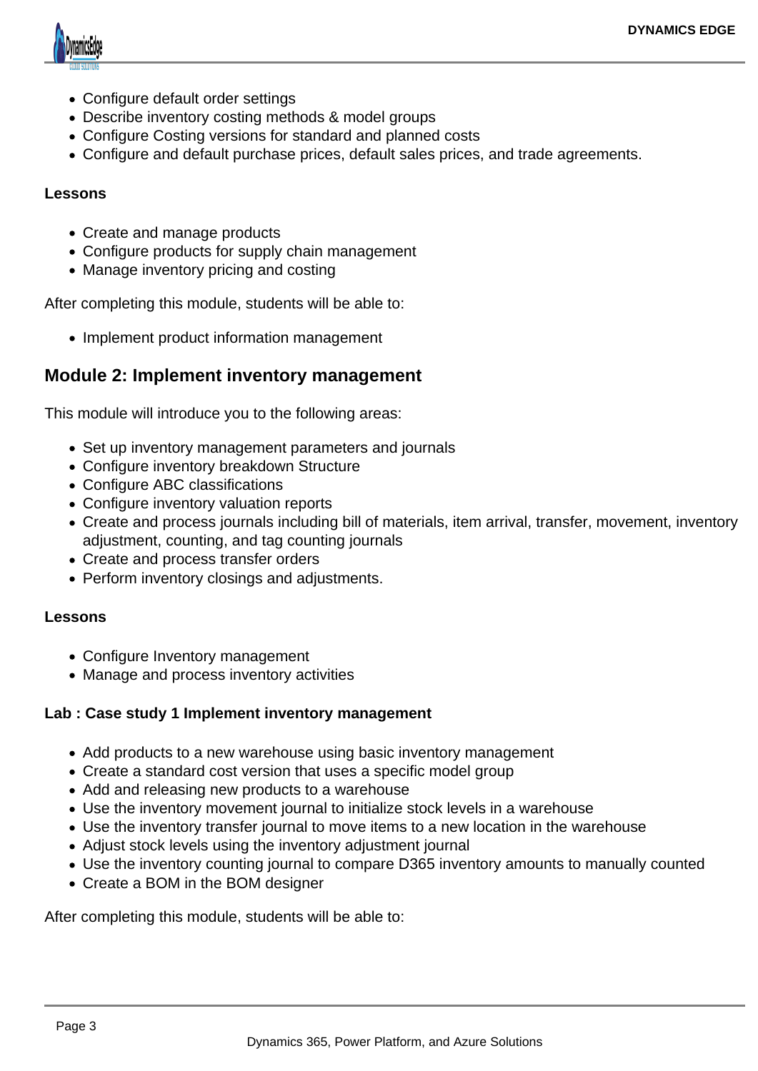- Configure default order settings
- Describe inventory costing methods & model groups
- Configure Costing versions for standard and planned costs
- Configure and default purchase prices, default sales prices, and trade agreements.

**Lessons**

- Create and manage products
- Configure products for supply chain management
- Manage inventory pricing and costing

After completing this module, students will be able to:

- Implement product information management

## Module 2: Implement inventory management

This module will introduce you to the following areas:

- Set up inventory management parameters and journals
- Configure inventory breakdown Structure
- Configure ABC classifications
- Configure inventory valuation reports
- Create and process journals including bill of materials, item arrival, transfer, movement, inventory adjustment, counting, and tag counting journals
- Create and process transfer orders
- Perform inventory closings and adjustments.

**Lessons**

- Configure Inventory management
- Manage and process inventory activities

**Lab : Case study 1 Implement inventory management**

- Add products to a new warehouse using basic inventory management
- Create a standard cost version that uses a specific model group
- Add and releasing new products to a warehouse
- Use the inventory movement journal to initialize stock levels in a warehouse
- Use the inventory transfer journal to move items to a new location in the warehouse
- Adjust stock levels using the inventory adjustment journal
- Use the inventory counting journal to compare D365 inventory amounts to manually counted
- Create a BOM in the BOM designer

After completing this module, students will be able to: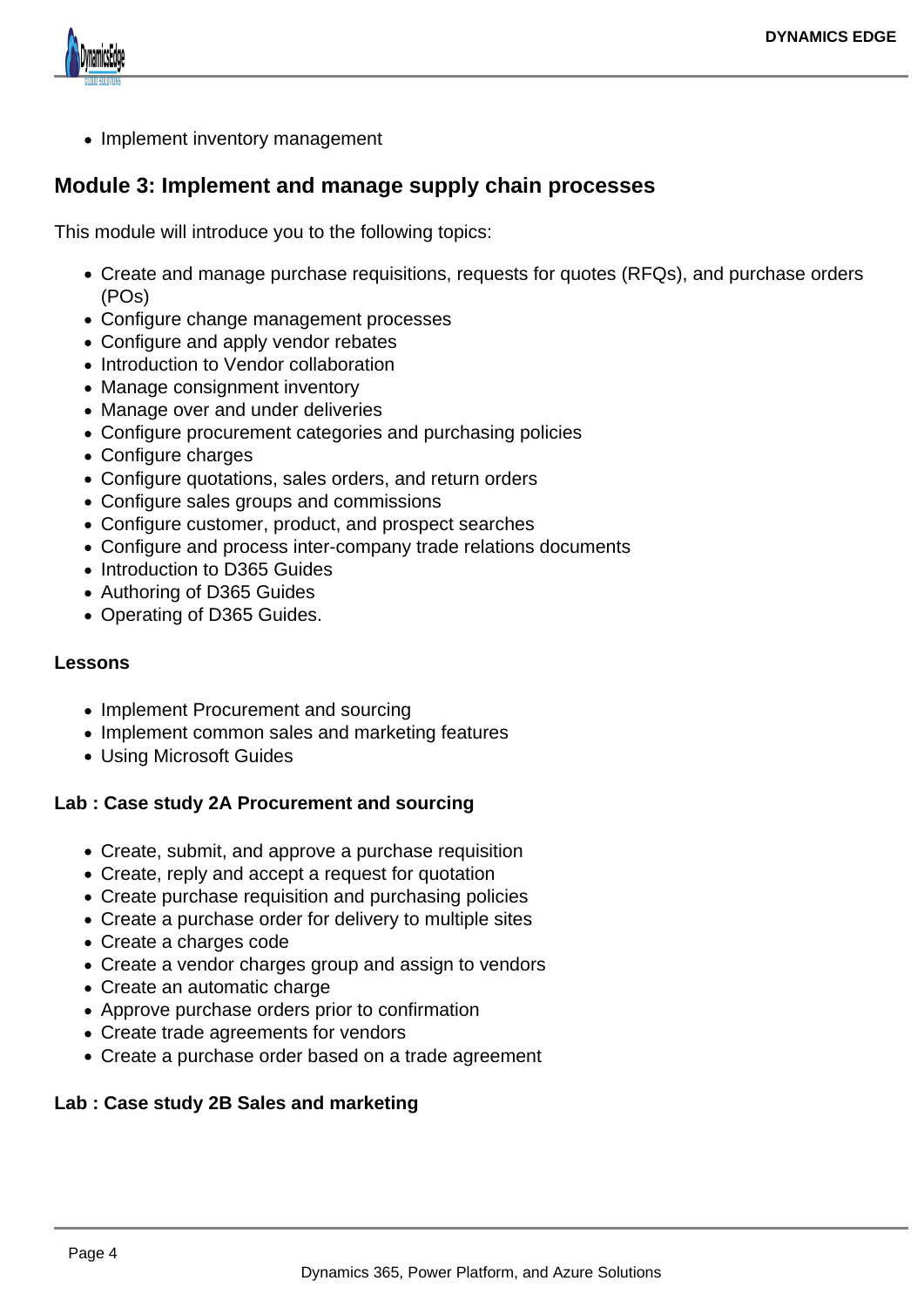- Implement inventory management

## Module 3: Implement and manage supply chain processes

This module will introduce you to the following topics:

- Create and manage purchase requisitions, requests for quotes (RFQs), and purchase orders (POs)
- Configure change management processes
- Configure and apply vendor rebates
- Introduction to Vendor collaboration
- Manage consignment inventory
- Manage over and under deliveries
- Configure procurement categories and purchasing policies
- Configure charges
- Configure quotations, sales orders, and return orders
- Configure sales groups and commissions
- Configure customer, product, and prospect searches
- Configure and process inter-company trade relations documents
- Introduction to D365 Guides
- Authoring of D365 Guides
- Operating of D365 Guides.

**Lessons**

- Implement Procurement and sourcing
- Implement common sales and marketing features
- Using Microsoft Guides

**Lab : Case study 2A Procurement and sourcing**

- Create, submit, and approve a purchase requisition
- Create, reply and accept a request for quotation
- Create purchase requisition and purchasing policies
- Create a purchase order for delivery to multiple sites
- Create a charges code
- Create a vendor charges group and assign to vendors
- Create an automatic charge
- Approve purchase orders prior to confirmation
- Create trade agreements for vendors
- Create a purchase order based on a trade agreement

**Lab : Case study 2B Sales and marketing**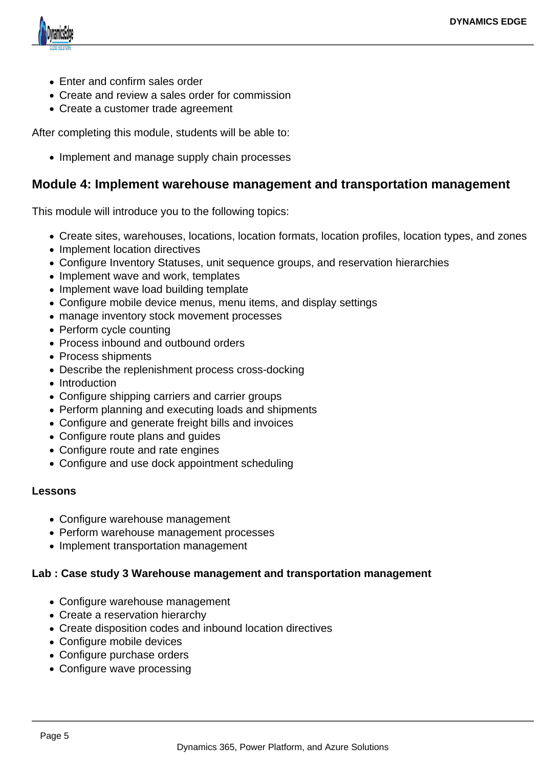- Enter and confirm sales order
- Create and review a sales order for commission
- Create a customer trade agreement

After completing this module, students will be able to:

- Implement and manage supply chain processes

## Module 4: Implement warehouse management and transportation management

This module will introduce you to the following topics:

- Create sites, warehouses, locations, location formats, location profiles, location types, and zones
- Implement location directives
- Configure Inventory Statuses, unit sequence groups, and reservation hierarchies
- Implement wave and work, templates
- Implement wave load building template
- Configure mobile device menus, menu items, and display settings
- manage inventory stock movement processes
- Perform cycle counting
- Process inbound and outbound orders
- Process shipments
- Describe the replenishment process cross-docking
- Introduction
- Configure shipping carriers and carrier groups
- Perform planning and executing loads and shipments
- Configure and generate freight bills and invoices
- Configure route plans and guides
- Configure route and rate engines
- Configure and use dock appointment scheduling

**Lessons**

- Configure warehouse management
- Perform warehouse management processes
- Implement transportation management

**Lab : Case study 3 Warehouse management and transportation management**

- Configure warehouse management
- Create a reservation hierarchy
- Create disposition codes and inbound location directives
- Configure mobile devices
- Configure purchase orders
- Configure wave processing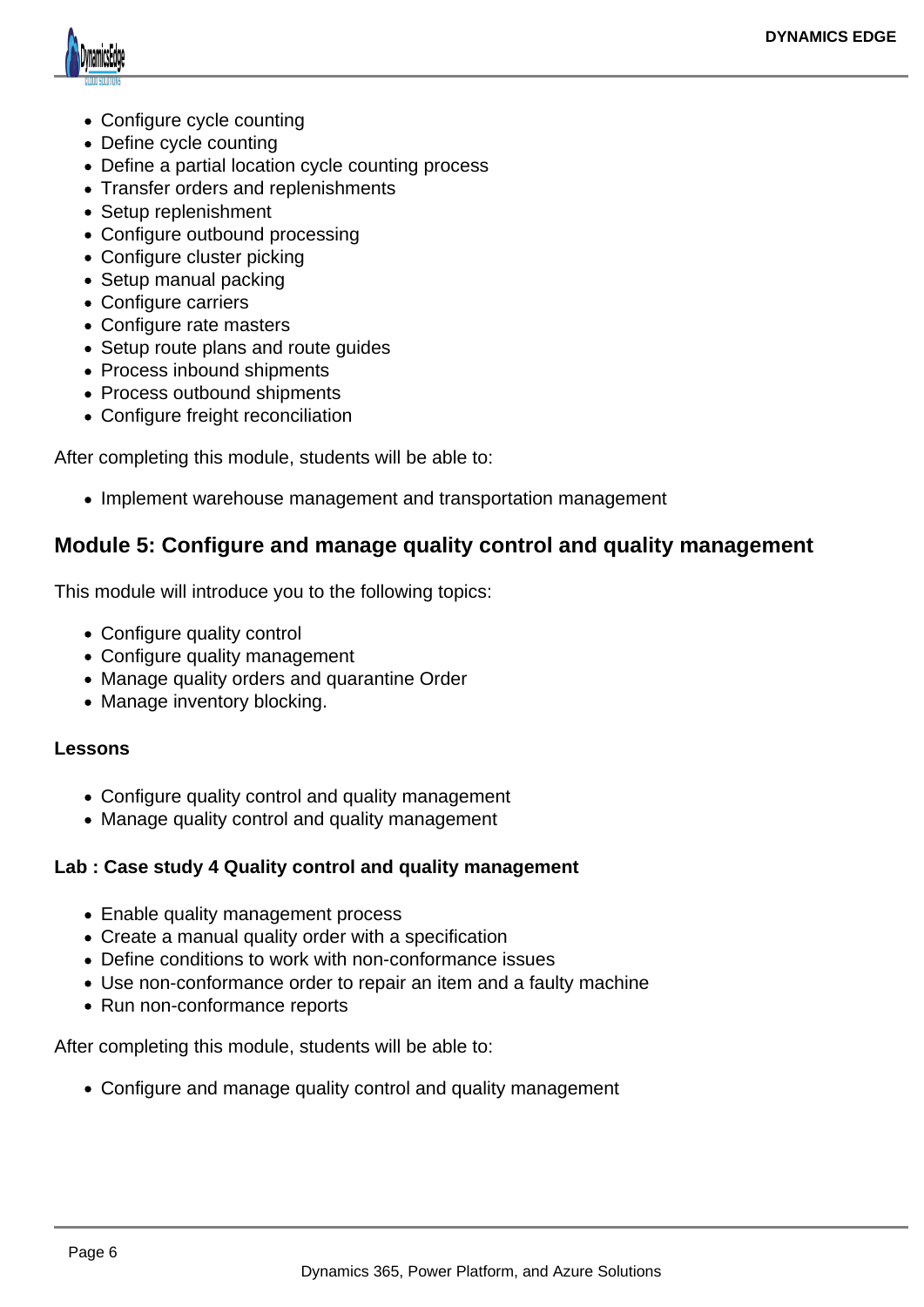- Configure cycle counting
- Define cycle counting
- Define a partial location cycle counting process
- Transfer orders and replenishments
- Setup replenishment
- Configure outbound processing
- Configure cluster picking
- Setup manual packing
- Configure carriers
- Configure rate masters
- Setup route plans and route guides
- Process inbound shipments
- Process outbound shipments
- Configure freight reconciliation

After completing this module, students will be able to:

- Implement warehouse management and transportation management

## Module 5: Configure and manage quality control and quality management

This module will introduce you to the following topics:

- Configure quality control
- Configure quality management
- Manage quality orders and quarantine Order
- Manage inventory blocking.

**Lessons**

- Configure quality control and quality management
- Manage quality control and quality management

**Lab : Case study 4 Quality control and quality management**

- Enable quality management process
- Create a manual quality order with a specification
- Define conditions to work with non-conformance issues
- Use non-conformance order to repair an item and a faulty machine
- Run non-conformance reports

After completing this module, students will be able to:

- Configure and manage quality control and quality management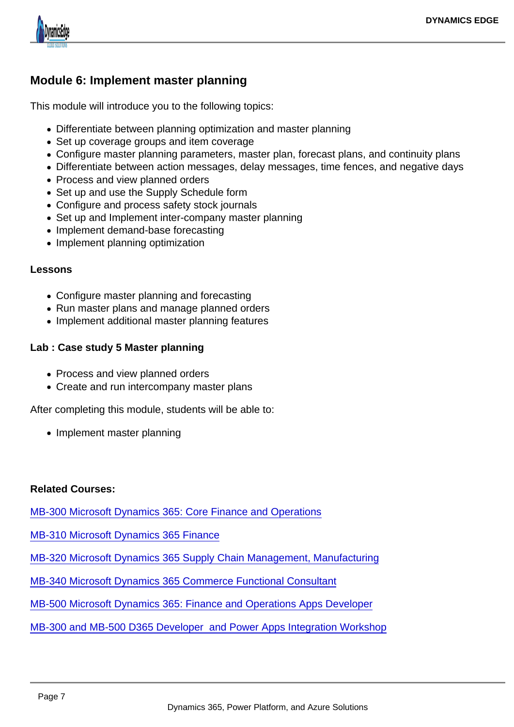## Module 6: Implement master planning

This module will introduce you to the following topics:

- Differentiate between planning optimization and master planning
- Set up coverage groups and item coverage
- Configure master planning parameters, master plan, forecast plans, and continuity plans
- Differentiate between action messages, delay messages, time fences, and negative days
- Process and view planned orders
- Set up and use the Supply Schedule form
- Configure and process safety stock journals
- Set up and Implement inter-company master planning
- Implement demand-base forecasting
- Implement planning optimization

**Lessons**

- Configure master planning and forecasting
- Run master plans and manage planned orders
- Implement additional master planning features

**Lab : Case study 5 Master planning**

- Process and view planned orders
- Create and run intercompany master plans

After completing this module, students will be able to:

- Implement master planning

**Related Courses:**

MB-300 Microsoft Dynamics 365: Core Finance and Operations

MB-310 Microsoft Dynamics 365 Finance

MB-320 Microsoft Dynamics 365 Supply Chain Management, Manufacturing

MB-340 Microsoft Dynamics 365 Commerce Functional Consultant

MB-500 Microsoft Dynamics 365: Finance and Operations Apps Developer

MB-300 and MB-500 D365 Developer  and Power Apps Integration Workshop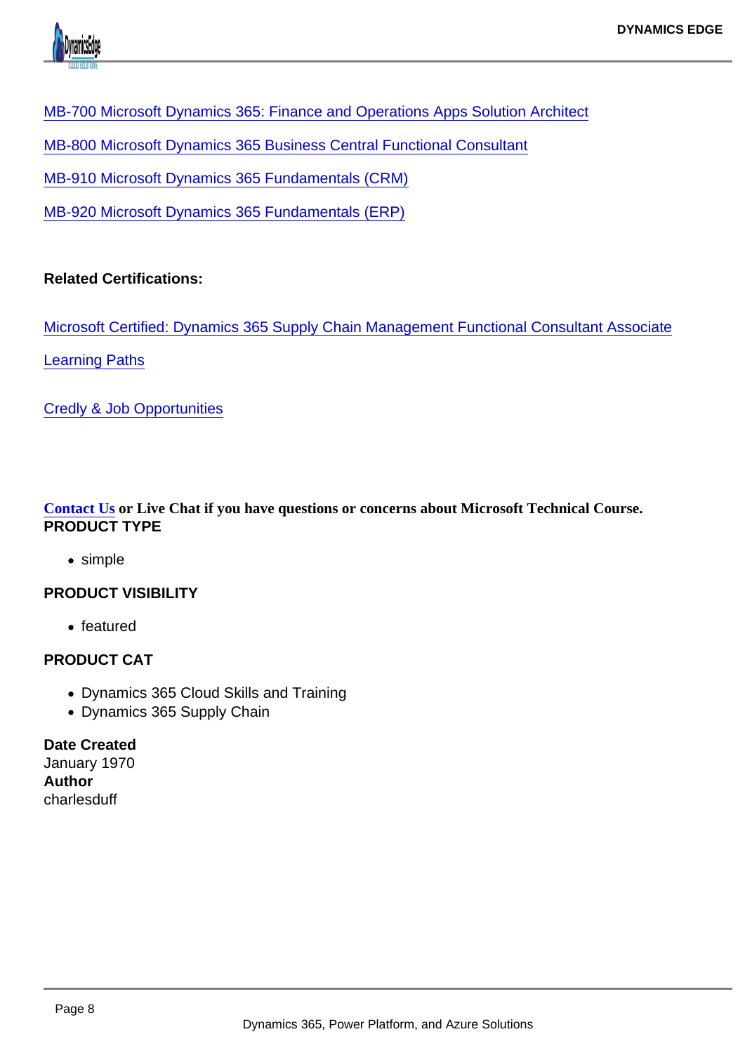MB-700 Microsoft Dynamics 365: Finance and Operations Apps Solution Architect

MB-800 Microsoft Dynamics 365 Business Central Functional Consultant

MB-910 Microsoft Dynamics 365 Fundamentals (CRM)

MB-920 Microsoft Dynamics 365 Fundamentals (ERP)

**Related Certifications:**

Microsoft Certified: Dynamics 365 Supply Chain Management Functional Consultant Associate

Learning Paths

Credly & Job Opportunities

**Contact Us or Live Chat if you have questions or concerns about Microsoft Technical Course.**

**PRODUCT TYPE**

- simple

**PRODUCT VISIBILITY**

- featured

**PRODUCT CAT**

- Dynamics 365 Cloud Skills and Training
- Dynamics 365 Supply Chain

**Date Created**
January 1970
**Author**
charlesduff